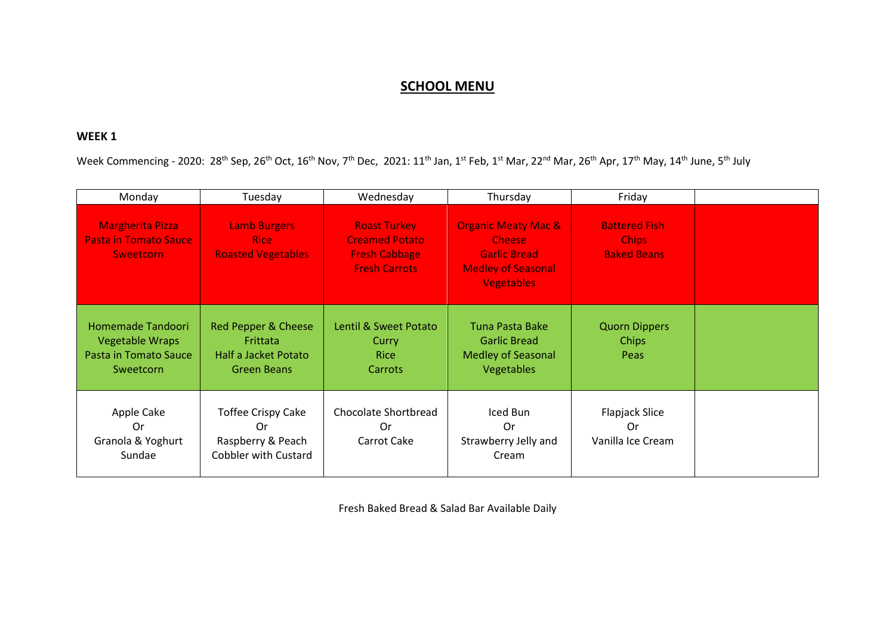# SCHOOL MENU

**WEEK 1**

Week Commencing - 2020: 28th Sep, 26th Oct, 16th Nov, 7th Dec, 2021: 11th Jan, 1st Feb, 1st Mar, 22nd Mar, 26th Apr, 17th May, 14th June, 5th July

| Monday | Tuesday | Wednesday | Thursday | Friday | |
|---|---|---|---|---|---|
| Margherita Pizza<br>Pasta in Tomato Sauce<br>Sweetcorn | Lamb Burgers<br>Rice<br>Roasted Vegetables | Roast Turkey<br>Creamed Potato<br>Fresh Cabbage<br>Fresh Carrots | Organic Meaty Mac & Cheese<br>Garlic Bread<br>Medley of Seasonal Vegetables | Battered Fish<br>Chips<br>Baked Beans | |
| Homemade Tandoori Vegetable Wraps<br>Pasta in Tomato Sauce<br>Sweetcorn | Red Pepper & Cheese Frittata<br>Half a Jacket Potato<br>Green Beans | Lentil & Sweet Potato Curry<br>Rice<br>Carrots | Tuna Pasta Bake<br>Garlic Bread<br>Medley of Seasonal Vegetables | Quorn Dippers<br>Chips<br>Peas | |
| Apple Cake<br>Or<br>Granola & Yoghurt Sundae | Toffee Crispy Cake<br>Or<br>Raspberry & Peach Cobbler with Custard | Chocolate Shortbread<br>Or<br>Carrot Cake | Iced Bun<br>Or<br>Strawberry Jelly and Cream | Flapjack Slice<br>Or<br>Vanilla Ice Cream | |

Fresh Baked Bread & Salad Bar Available Daily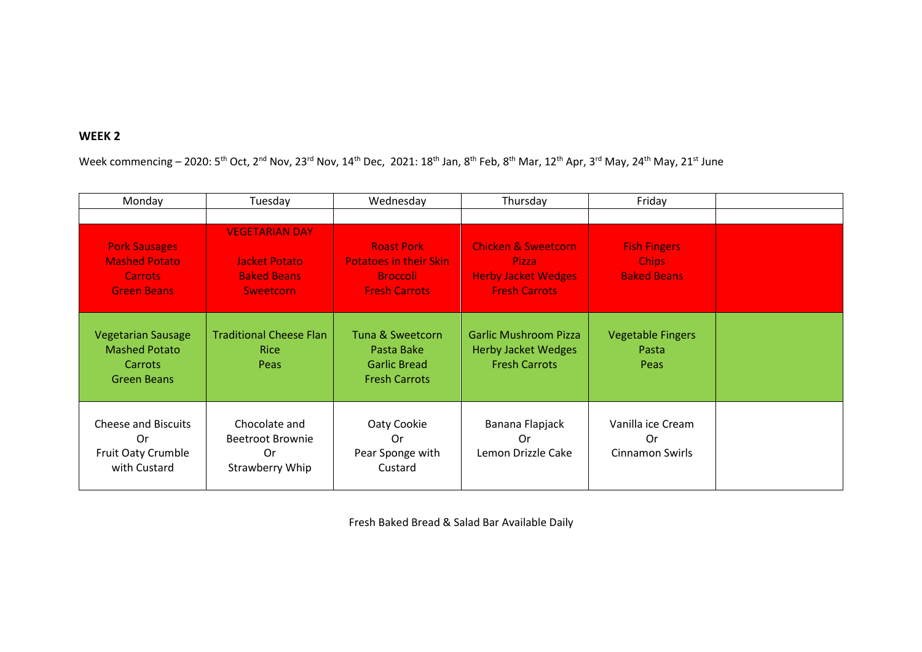**WEEK 2**

Week commencing – 2020: 5th Oct, 2nd Nov, 23rd Nov, 14th Dec, 2021: 18th Jan, 8th Feb, 8th Mar, 12th Apr, 3rd May, 24th May, 21st June

| Monday | Tuesday | Wednesday | Thursday | Friday | |
|---|---|---|---|---|---|
| | | | | | |
| Pork Sausages<br>Mashed Potato<br>Carrots<br>Green Beans | VEGETARIAN DAY<br><br>Jacket Potato<br>Baked Beans<br>Sweetcorn | Roast Pork<br>Potatoes in their Skin<br>Broccoli<br>Fresh Carrots | Chicken & Sweetcorn Pizza<br>Herby Jacket Wedges<br>Fresh Carrots | Fish Fingers<br>Chips<br>Baked Beans | |
| Vegetarian Sausage<br>Mashed Potato<br>Carrots<br>Green Beans | Traditional Cheese Flan<br>Rice<br>Peas | Tuna & Sweetcorn Pasta Bake<br>Garlic Bread<br>Fresh Carrots | Garlic Mushroom Pizza<br>Herby Jacket Wedges<br>Fresh Carrots | Vegetable Fingers<br>Pasta<br>Peas | |
| Cheese and Biscuits<br>Or<br>Fruit Oaty Crumble with Custard | Chocolate and Beetroot Brownie<br>Or<br>Strawberry Whip | Oaty Cookie<br>Or<br>Pear Sponge with Custard | Banana Flapjack<br>Or<br>Lemon Drizzle Cake | Vanilla ice Cream<br>Or<br>Cinnamon Swirls | |

Fresh Baked Bread & Salad Bar Available Daily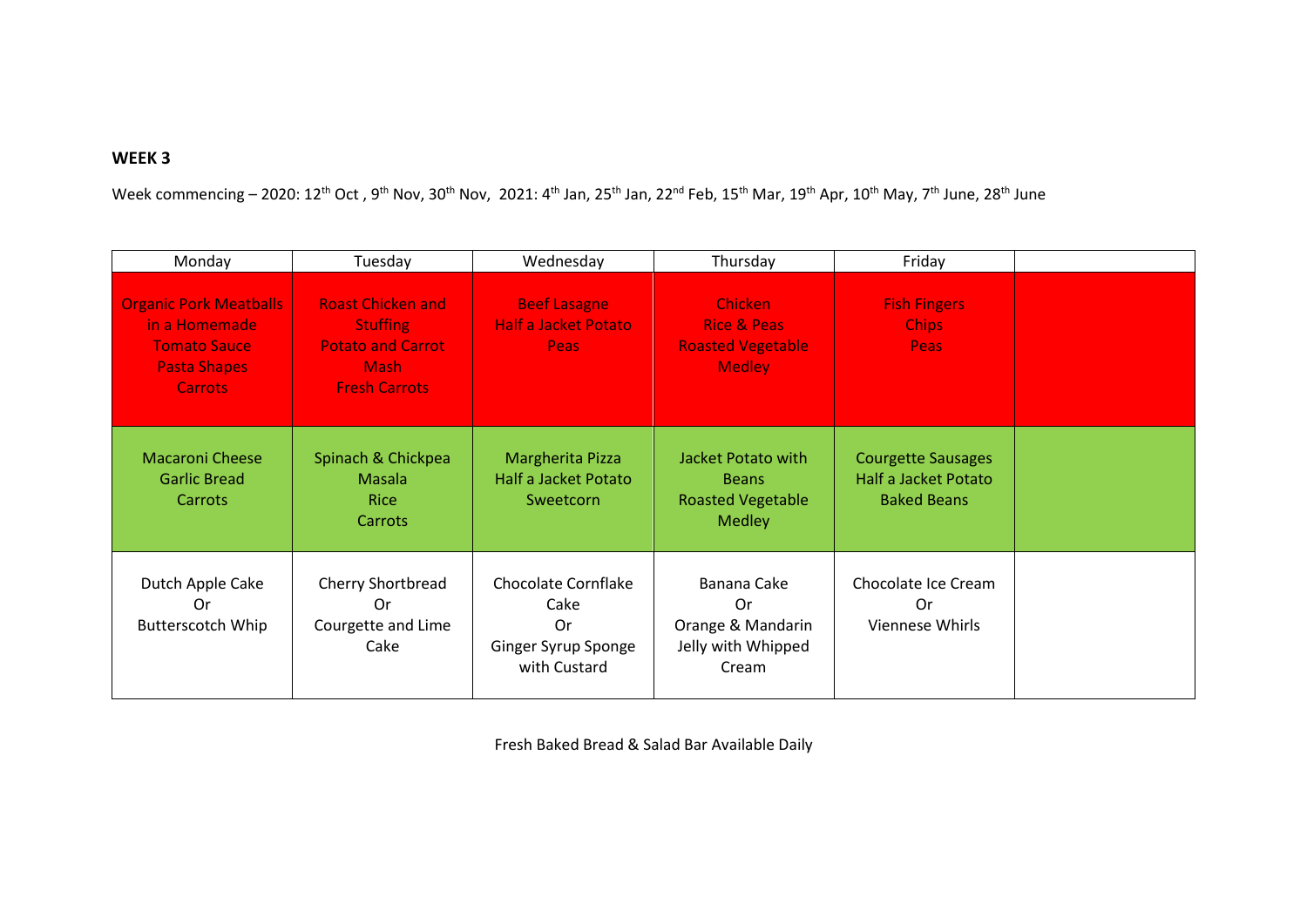**WEEK 3**

Week commencing – 2020: 12th Oct , 9th Nov, 30th Nov, 2021: 4th Jan, 25th Jan, 22nd Feb, 15th Mar, 19th Apr, 10th May, 7th June, 28th June

| Monday | Tuesday | Wednesday | Thursday | Friday | |
|---|---|---|---|---|---|
| Organic Pork Meatballs in a Homemade Tomato Sauce<br>Pasta Shapes<br>Carrots | Roast Chicken and Stuffing<br>Potato and Carrot Mash<br>Fresh Carrots | Beef Lasagne<br>Half a Jacket Potato<br>Peas | Chicken<br>Rice & Peas<br>Roasted Vegetable Medley | Fish Fingers<br>Chips<br>Peas | |
| Macaroni Cheese<br>Garlic Bread<br>Carrots | Spinach & Chickpea Masala<br>Rice<br>Carrots | Margherita Pizza<br>Half a Jacket Potato<br>Sweetcorn | Jacket Potato with Beans<br>Roasted Vegetable Medley | Courgette Sausages<br>Half a Jacket Potato<br>Baked Beans | |
| Dutch Apple Cake<br>Or<br>Butterscotch Whip | Cherry Shortbread<br>Or<br>Courgette and Lime Cake | Chocolate Cornflake Cake<br>Or<br>Ginger Syrup Sponge with Custard | Banana Cake<br>Or<br>Orange & Mandarin Jelly with Whipped Cream | Chocolate Ice Cream<br>Or<br>Viennese Whirls | |

Fresh Baked Bread & Salad Bar Available Daily